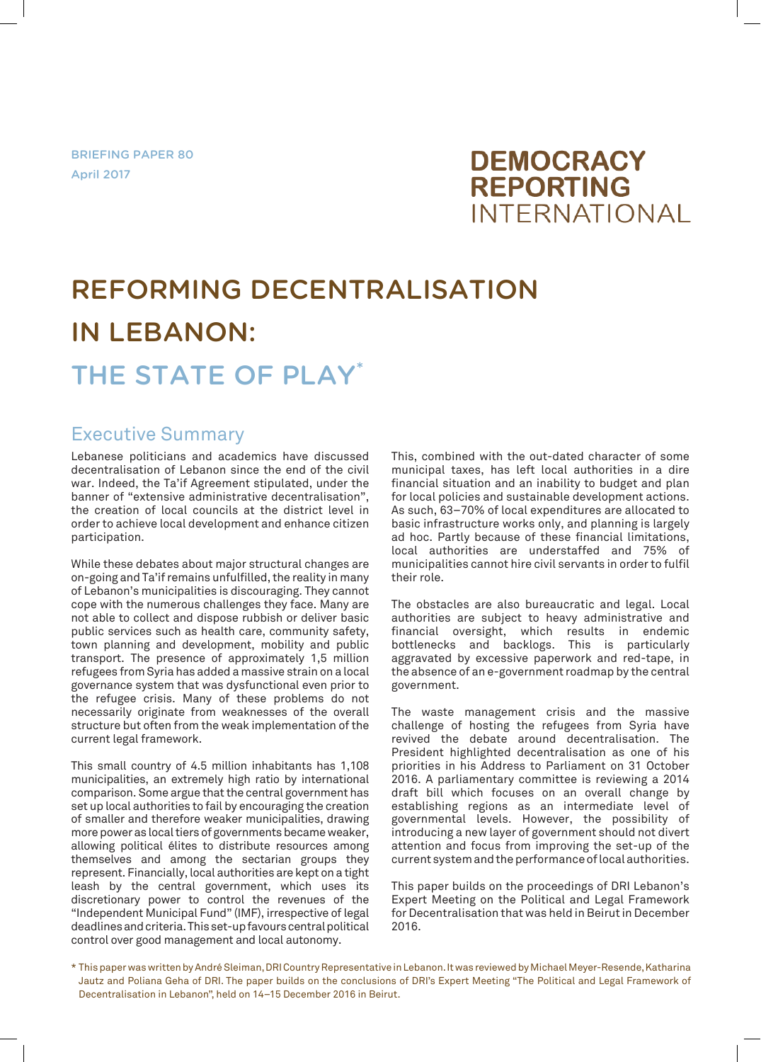BRIEFING PAPER 80
April 2017

DEMOCRACY REPORTING INTERNATIONAL

# REFORMING DECENTRALISATION IN LEBANON: THE STATE OF PLAY*

## Executive Summary

Lebanese politicians and academics have discussed decentralisation of Lebanon since the end of the civil war. Indeed, the Ta'if Agreement stipulated, under the banner of "extensive administrative decentralisation", the creation of local councils at the district level in order to achieve local development and enhance citizen participation.

While these debates about major structural changes are on-going and Ta'if remains unfulfilled, the reality in many of Lebanon's municipalities is discouraging. They cannot cope with the numerous challenges they face. Many are not able to collect and dispose rubbish or deliver basic public services such as health care, community safety, town planning and development, mobility and public transport. The presence of approximately 1,5 million refugees from Syria has added a massive strain on a local governance system that was dysfunctional even prior to the refugee crisis. Many of these problems do not necessarily originate from weaknesses of the overall structure but often from the weak implementation of the current legal framework.

This small country of 4.5 million inhabitants has 1,108 municipalities, an extremely high ratio by international comparison. Some argue that the central government has set up local authorities to fail by encouraging the creation of smaller and therefore weaker municipalities, drawing more power as local tiers of governments became weaker, allowing political élites to distribute resources among themselves and among the sectarian groups they represent. Financially, local authorities are kept on a tight leash by the central government, which uses its discretionary power to control the revenues of the "Independent Municipal Fund" (IMF), irrespective of legal deadlines and criteria. This set-up favours central political control over good management and local autonomy.

This, combined with the out-dated character of some municipal taxes, has left local authorities in a dire financial situation and an inability to budget and plan for local policies and sustainable development actions. As such, 63–70% of local expenditures are allocated to basic infrastructure works only, and planning is largely ad hoc. Partly because of these financial limitations, local authorities are understaffed and 75% of municipalities cannot hire civil servants in order to fulfil their role.

The obstacles are also bureaucratic and legal. Local authorities are subject to heavy administrative and financial oversight, which results in endemic bottlenecks and backlogs. This is particularly aggravated by excessive paperwork and red-tape, in the absence of an e-government roadmap by the central government.

The waste management crisis and the massive challenge of hosting the refugees from Syria have revived the debate around decentralisation. The President highlighted decentralisation as one of his priorities in his Address to Parliament on 31 October 2016. A parliamentary committee is reviewing a 2014 draft bill which focuses on an overall change by establishing regions as an intermediate level of governmental levels. However, the possibility of introducing a new layer of government should not divert attention and focus from improving the set-up of the current system and the performance of local authorities.

This paper builds on the proceedings of DRI Lebanon's Expert Meeting on the Political and Legal Framework for Decentralisation that was held in Beirut in December 2016.

* This paper was written by André Sleiman, DRI Country Representative in Lebanon. It was reviewed by Michael Meyer-Resende, Katharina Jautz and Poliana Geha of DRI. The paper builds on the conclusions of DRI's Expert Meeting "The Political and Legal Framework of Decentralisation in Lebanon", held on 14–15 December 2016 in Beirut.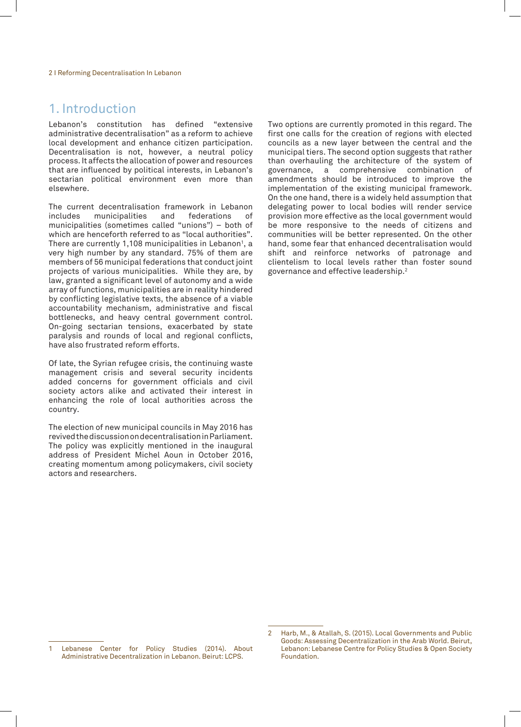## 1. Introduction

Lebanon's constitution has defined "extensive administrative decentralisation" as a reform to achieve local development and enhance citizen participation. Decentralisation is not, however, a neutral policy process. It affects the allocation of power and resources that are influenced by political interests, in Lebanon's sectarian political environment even more than elsewhere.

The current decentralisation framework in Lebanon includes municipalities and federations of municipalities (sometimes called "unions") – both of which are henceforth referred to as "local authorities". There are currently 1,108 municipalities in Lebanon[1], a very high number by any standard. 75% of them are members of 56 municipal federations that conduct joint projects of various municipalities. While they are, by law, granted a significant level of autonomy and a wide array of functions, municipalities are in reality hindered by conflicting legislative texts, the absence of a viable accountability mechanism, administrative and fiscal bottlenecks, and heavy central government control. On-going sectarian tensions, exacerbated by state paralysis and rounds of local and regional conflicts, have also frustrated reform efforts.

Of late, the Syrian refugee crisis, the continuing waste management crisis and several security incidents added concerns for government officials and civil society actors alike and activated their interest in enhancing the role of local authorities across the country.

The election of new municipal councils in May 2016 has revived the discussion on decentralisation in Parliament. The policy was explicitly mentioned in the inaugural address of President Michel Aoun in October 2016, creating momentum among policymakers, civil society actors and researchers.

Two options are currently promoted in this regard. The first one calls for the creation of regions with elected councils as a new layer between the central and the municipal tiers. The second option suggests that rather than overhauling the architecture of the system of governance, a comprehensive combination of amendments should be introduced to improve the implementation of the existing municipal framework. On the one hand, there is a widely held assumption that delegating power to local bodies will render service provision more effective as the local government would be more responsive to the needs of citizens and communities will be better represented. On the other hand, some fear that enhanced decentralisation would shift and reinforce networks of patronage and clientelism to local levels rather than foster sound governance and effective leadership.[2]

---

1 Lebanese Center for Policy Studies (2014). About Administrative Decentralization in Lebanon. Beirut: LCPS.

2 Harb, M., & Atallah, S. (2015). Local Governments and Public Goods: Assessing Decentralization in the Arab World. Beirut, Lebanon: Lebanese Centre for Policy Studies & Open Society Foundation.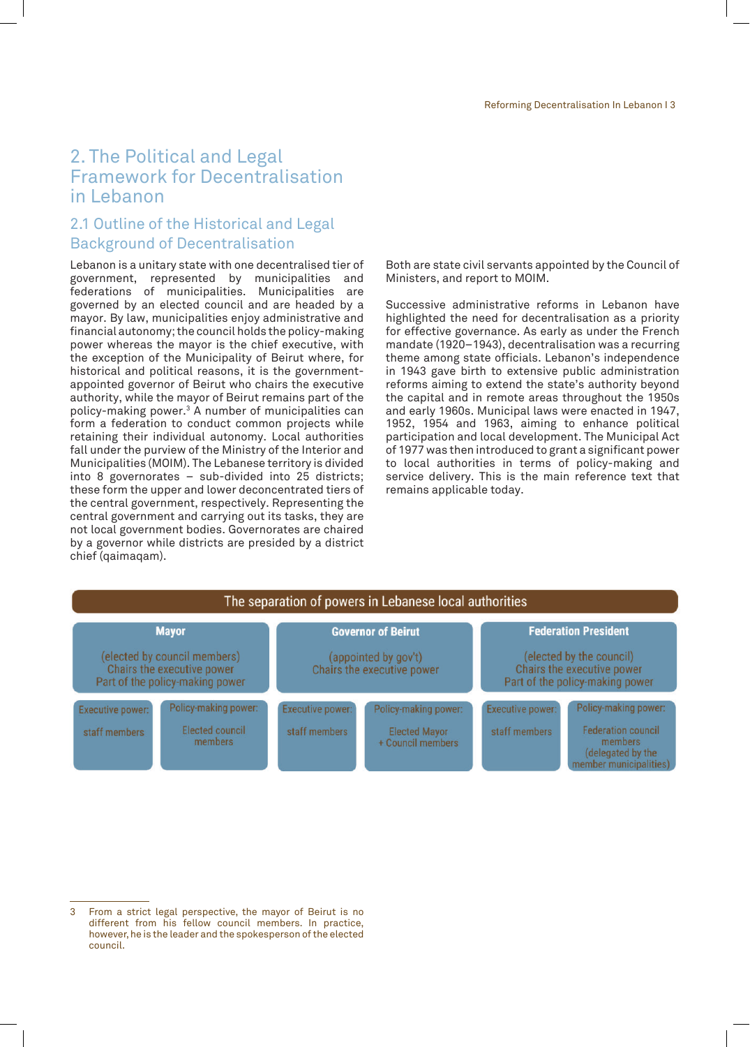# 2. The Political and Legal Framework for Decentralisation in Lebanon

## 2.1 Outline of the Historical and Legal Background of Decentralisation

Lebanon is a unitary state with one decentralised tier of government, represented by municipalities and federations of municipalities. Municipalities are governed by an elected council and are headed by a mayor. By law, municipalities enjoy administrative and financial autonomy; the council holds the policy-making power whereas the mayor is the chief executive, with the exception of the Municipality of Beirut where, for historical and political reasons, it is the government-appointed governor of Beirut who chairs the executive authority, while the mayor of Beirut remains part of the policy-making power.[3] A number of municipalities can form a federation to conduct common projects while retaining their individual autonomy. Local authorities fall under the purview of the Ministry of the Interior and Municipalities (MOIM). The Lebanese territory is divided into 8 governorates – sub-divided into 25 districts; these form the upper and lower deconcentrated tiers of the central government, respectively. Representing the central government and carrying out its tasks, they are not local government bodies. Governorates are chaired by a governor while districts are presided by a district chief (qaimaqam). Both are state civil servants appointed by the Council of Ministers, and report to MOIM.

Successive administrative reforms in Lebanon have highlighted the need for decentralisation as a priority for effective governance. As early as under the French mandate (1920–1943), decentralisation was a recurring theme among state officials. Lebanon's independence in 1943 gave birth to extensive public administration reforms aiming to extend the state's authority beyond the capital and in remote areas throughout the 1950s and early 1960s. Municipal laws were enacted in 1947, 1952, 1954 and 1963, aiming to enhance political participation and local development. The Municipal Act of 1977 was then introduced to grant a significant power to local authorities in terms of policy-making and service delivery. This is the main reference text that remains applicable today.

**The separation of powers in Lebanese local authorities**

| Mayor | | Governor of Beirut | | Federation President | |
|---|---|---|---|---|---|
| (elected by council members) Chairs the executive power Part of the policy-making power | | (appointed by gov't) Chairs the executive power | | (elected by the council) Chairs the executive power Part of the policy-making power | |
| Executive power: staff members | Policy-making power: Elected council members | Executive power: staff members | Policy-making power: Elected Mayor + Council members | Executive power: staff members | Policy-making power: Federation council members (delegated by the member municipalities) |

---

3 From a strict legal perspective, the mayor of Beirut is no different from his fellow council members. In practice, however, he is the leader and the spokesperson of the elected council.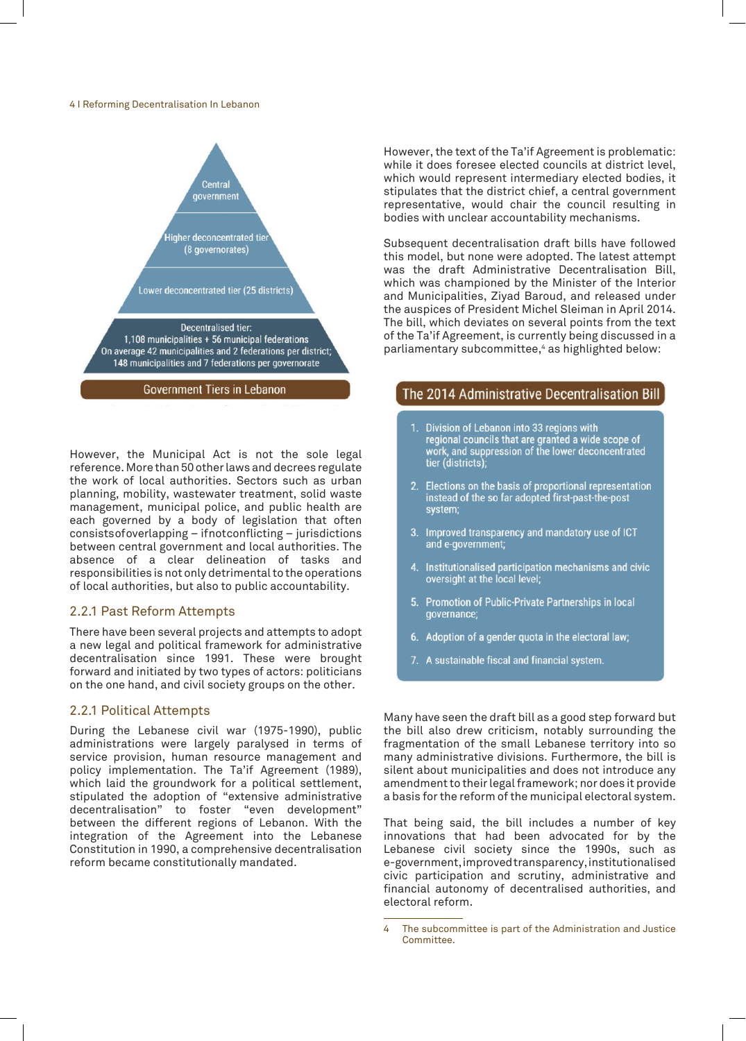Central government

Higher deconcentrated tier (8 governorates)

Lower deconcentrated tier (25 districts)

Decentralised tier:
1,108 municipalities + 56 municipal federations
On average 42 municipalities and 2 federations per district;
148 municipalities and 7 federations per governorate

Government Tiers in Lebanon

However, the Municipal Act is not the sole legal reference. More than 50 other laws and decrees regulate the work of local authorities. Sectors such as urban planning, mobility, wastewater treatment, solid waste management, municipal police, and public health are each governed by a body of legislation that often consists of overlapping – if not conflicting – jurisdictions between central government and local authorities. The absence of a clear delineation of tasks and responsibilities is not only detrimental to the operations of local authorities, but also to public accountability.

### 2.2.1 Past Reform Attempts

There have been several projects and attempts to adopt a new legal and political framework for administrative decentralisation since 1991. These were brought forward and initiated by two types of actors: politicians on the one hand, and civil society groups on the other.

### 2.2.1 Political Attempts

During the Lebanese civil war (1975-1990), public administrations were largely paralysed in terms of service provision, human resource management and policy implementation. The Ta'if Agreement (1989), which laid the groundwork for a political settlement, stipulated the adoption of "extensive administrative decentralisation" to foster "even development" between the different regions of Lebanon. With the integration of the Agreement into the Lebanese Constitution in 1990, a comprehensive decentralisation reform became constitutionally mandated.

However, the text of the Ta'if Agreement is problematic: while it does foresee elected councils at district level, which would represent intermediary elected bodies, it stipulates that the district chief, a central government representative, would chair the council resulting in bodies with unclear accountability mechanisms.

Subsequent decentralisation draft bills have followed this model, but none were adopted. The latest attempt was the draft Administrative Decentralisation Bill, which was championed by the Minister of the Interior and Municipalities, Ziyad Baroud, and released under the auspices of President Michel Sleiman in April 2014. The bill, which deviates on several points from the text of the Ta'if Agreement, is currently being discussed in a parliamentary subcommittee,[4] as highlighted below:

**The 2014 Administrative Decentralisation Bill**

1. Division of Lebanon into 33 regions with regional councils that are granted a wide scope of work, and suppression of the lower deconcentrated tier (districts);
2. Elections on the basis of proportional representation instead of the so far adopted first-past-the-post system;
3. Improved transparency and mandatory use of ICT and e-government;
4. Institutionalised participation mechanisms and civic oversight at the local level;
5. Promotion of Public-Private Partnerships in local governance;
6. Adoption of a gender quota in the electoral law;
7. A sustainable fiscal and financial system.

Many have seen the draft bill as a good step forward but the bill also drew criticism, notably surrounding the fragmentation of the small Lebanese territory into so many administrative divisions. Furthermore, the bill is silent about municipalities and does not introduce any amendment to their legal framework; nor does it provide a basis for the reform of the municipal electoral system.

That being said, the bill includes a number of key innovations that had been advocated for by the Lebanese civil society since the 1990s, such as e-government, improved transparency, institutionalised civic participation and scrutiny, administrative and financial autonomy of decentralised authorities, and electoral reform.

4 The subcommittee is part of the Administration and Justice Committee.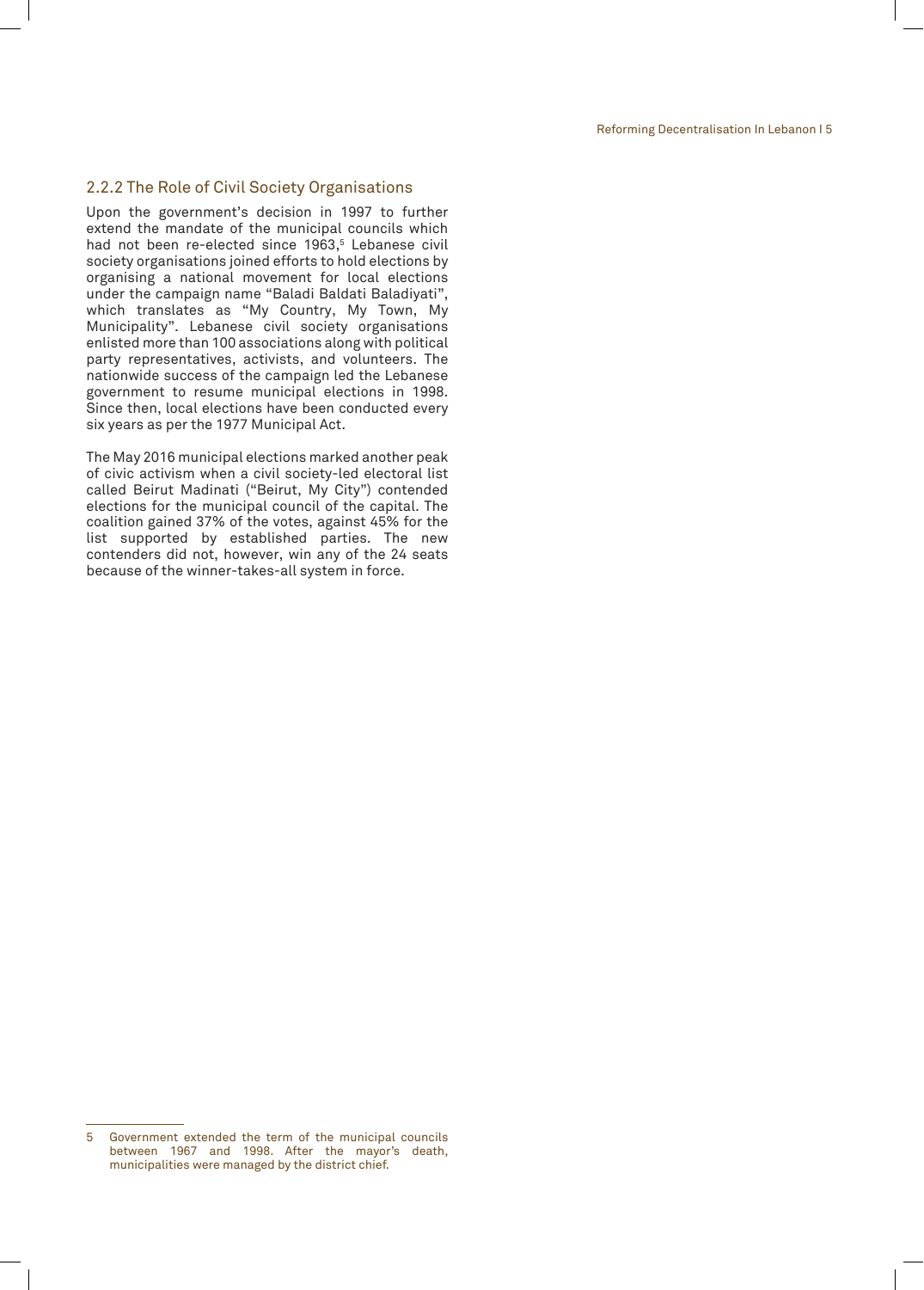### 2.2.2 The Role of Civil Society Organisations

Upon the government's decision in 1997 to further extend the mandate of the municipal councils which had not been re-elected since 1963,[5] Lebanese civil society organisations joined efforts to hold elections by organising a national movement for local elections under the campaign name "Baladi Baldati Baladiyati", which translates as "My Country, My Town, My Municipality". Lebanese civil society organisations enlisted more than 100 associations along with political party representatives, activists, and volunteers. The nationwide success of the campaign led the Lebanese government to resume municipal elections in 1998. Since then, local elections have been conducted every six years as per the 1977 Municipal Act.

The May 2016 municipal elections marked another peak of civic activism when a civil society-led electoral list called Beirut Madinati ("Beirut, My City") contended elections for the municipal council of the capital. The coalition gained 37% of the votes, against 45% for the list supported by established parties. The new contenders did not, however, win any of the 24 seats because of the winner-takes-all system in force.

---

5 Government extended the term of the municipal councils between 1967 and 1998. After the mayor's death, municipalities were managed by the district chief.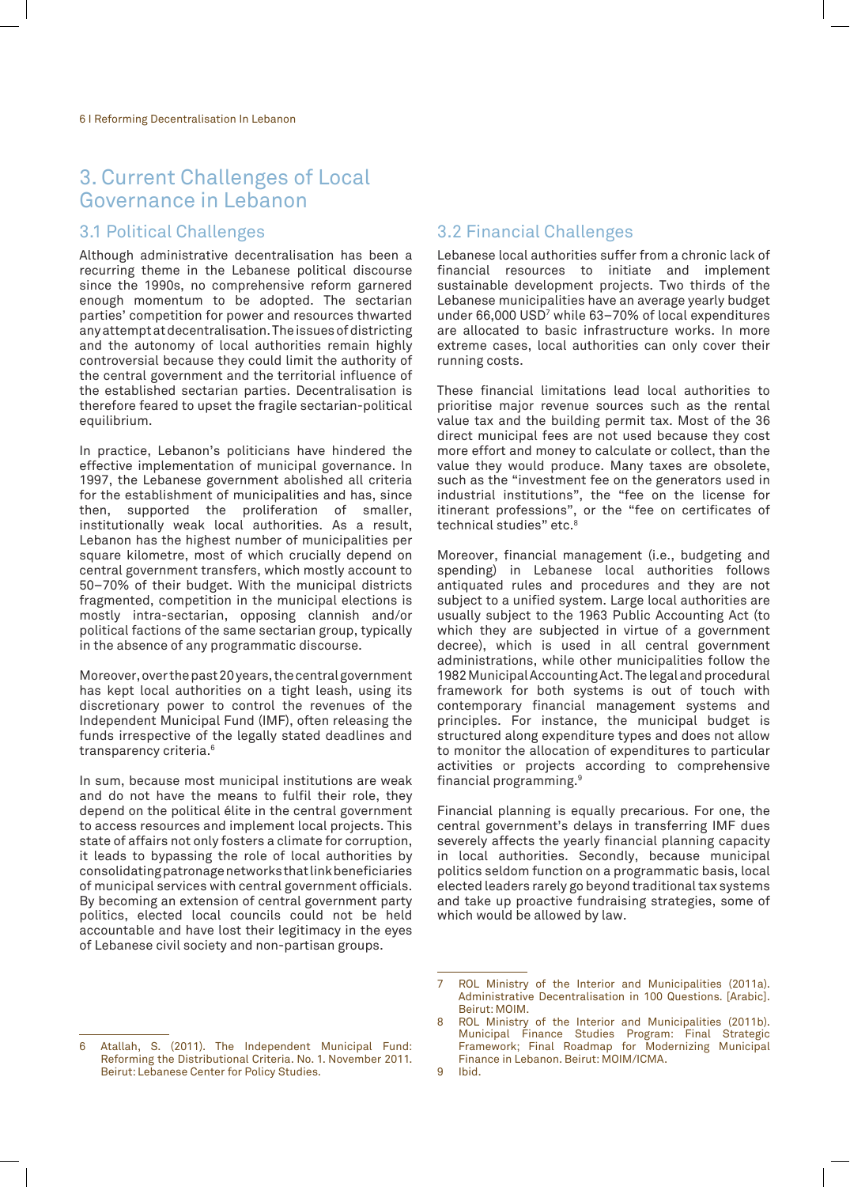# 3. Current Challenges of Local Governance in Lebanon

## 3.1 Political Challenges

Although administrative decentralisation has been a recurring theme in the Lebanese political discourse since the 1990s, no comprehensive reform garnered enough momentum to be adopted. The sectarian parties' competition for power and resources thwarted any attempt at decentralisation. The issues of districting and the autonomy of local authorities remain highly controversial because they could limit the authority of the central government and the territorial influence of the established sectarian parties. Decentralisation is therefore feared to upset the fragile sectarian-political equilibrium.

In practice, Lebanon's politicians have hindered the effective implementation of municipal governance. In 1997, the Lebanese government abolished all criteria for the establishment of municipalities and has, since then, supported the proliferation of smaller, institutionally weak local authorities. As a result, Lebanon has the highest number of municipalities per square kilometre, most of which crucially depend on central government transfers, which mostly account to 50–70% of their budget. With the municipal districts fragmented, competition in the municipal elections is mostly intra-sectarian, opposing clannish and/or political factions of the same sectarian group, typically in the absence of any programmatic discourse.

Moreover, over the past 20 years, the central government has kept local authorities on a tight leash, using its discretionary power to control the revenues of the Independent Municipal Fund (IMF), often releasing the funds irrespective of the legally stated deadlines and transparency criteria.[6]

In sum, because most municipal institutions are weak and do not have the means to fulfil their role, they depend on the political élite in the central government to access resources and implement local projects. This state of affairs not only fosters a climate for corruption, it leads to bypassing the role of local authorities by consolidating patronage networks that link beneficiaries of municipal services with central government officials. By becoming an extension of central government party politics, elected local councils could not be held accountable and have lost their legitimacy in the eyes of Lebanese civil society and non-partisan groups.

## 3.2 Financial Challenges

Lebanese local authorities suffer from a chronic lack of financial resources to initiate and implement sustainable development projects. Two thirds of the Lebanese municipalities have an average yearly budget under 66,000 USD[7] while 63–70% of local expenditures are allocated to basic infrastructure works. In more extreme cases, local authorities can only cover their running costs.

These financial limitations lead local authorities to prioritise major revenue sources such as the rental value tax and the building permit tax. Most of the 36 direct municipal fees are not used because they cost more effort and money to calculate or collect, than the value they would produce. Many taxes are obsolete, such as the "investment fee on the generators used in industrial institutions", the "fee on the license for itinerant professions", or the "fee on certificates of technical studies" etc.[8]

Moreover, financial management (i.e., budgeting and spending) in Lebanese local authorities follows antiquated rules and procedures and they are not subject to a unified system. Large local authorities are usually subject to the 1963 Public Accounting Act (to which they are subjected in virtue of a government decree), which is used in all central government administrations, while other municipalities follow the 1982 Municipal Accounting Act. The legal and procedural framework for both systems is out of touch with contemporary financial management systems and principles. For instance, the municipal budget is structured along expenditure types and does not allow to monitor the allocation of expenditures to particular activities or projects according to comprehensive financial programming.[9]

Financial planning is equally precarious. For one, the central government's delays in transferring IMF dues severely affects the yearly financial planning capacity in local authorities. Secondly, because municipal politics seldom function on a programmatic basis, local elected leaders rarely go beyond traditional tax systems and take up proactive fundraising strategies, some of which would be allowed by law.

---

6 Atallah, S. (2011). The Independent Municipal Fund: Reforming the Distributional Criteria. No. 1. November 2011. Beirut: Lebanese Center for Policy Studies.

7 ROL Ministry of the Interior and Municipalities (2011a). Administrative Decentralisation in 100 Questions. [Arabic]. Beirut: MOIM.

8 ROL Ministry of the Interior and Municipalities (2011b). Municipal Finance Studies Program: Final Strategic Framework; Final Roadmap for Modernizing Municipal Finance in Lebanon. Beirut: MOIM/ICMA.

9 Ibid.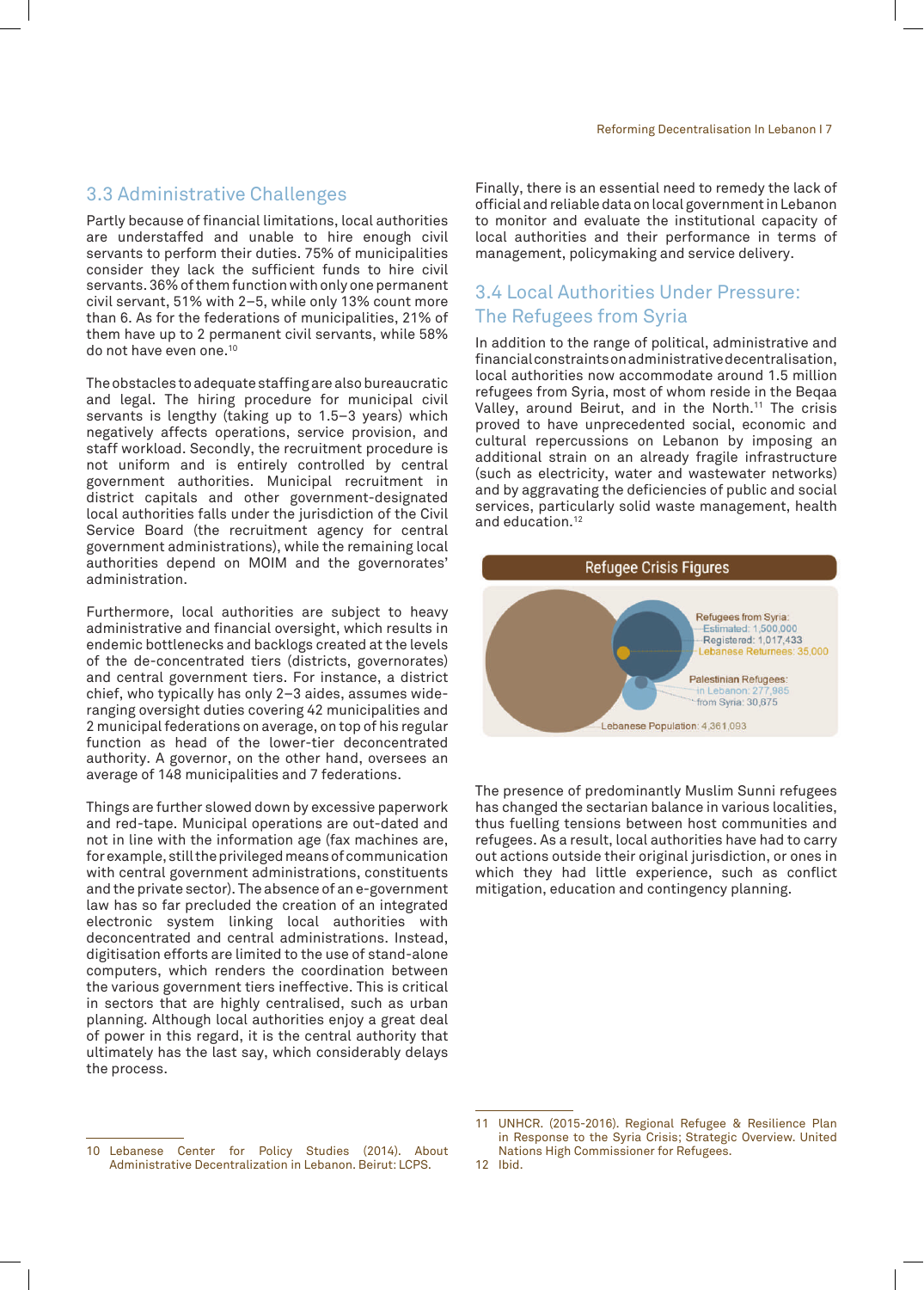## 3.3 Administrative Challenges

Partly because of financial limitations, local authorities are understaffed and unable to hire enough civil servants to perform their duties. 75% of municipalities consider they lack the sufficient funds to hire civil servants. 36% of them function with only one permanent civil servant, 51% with 2–5, while only 13% count more than 6. As for the federations of municipalities, 21% of them have up to 2 permanent civil servants, while 58% do not have even one.[10]

The obstacles to adequate staffing are also bureaucratic and legal. The hiring procedure for municipal civil servants is lengthy (taking up to 1.5–3 years) which negatively affects operations, service provision, and staff workload. Secondly, the recruitment procedure is not uniform and is entirely controlled by central government authorities. Municipal recruitment in district capitals and other government-designated local authorities falls under the jurisdiction of the Civil Service Board (the recruitment agency for central government administrations), while the remaining local authorities depend on MOIM and the governorates' administration.

Furthermore, local authorities are subject to heavy administrative and financial oversight, which results in endemic bottlenecks and backlogs created at the levels of the de-concentrated tiers (districts, governorates) and central government tiers. For instance, a district chief, who typically has only 2–3 aides, assumes wide-ranging oversight duties covering 42 municipalities and 2 municipal federations on average, on top of his regular function as head of the lower-tier deconcentrated authority. A governor, on the other hand, oversees an average of 148 municipalities and 7 federations.

Things are further slowed down by excessive paperwork and red-tape. Municipal operations are out-dated and not in line with the information age (fax machines are, for example, still the privileged means of communication with central government administrations, constituents and the private sector). The absence of an e-government law has so far precluded the creation of an integrated electronic system linking local authorities with deconcentrated and central administrations. Instead, digitisation efforts are limited to the use of stand-alone computers, which renders the coordination between the various government tiers ineffective. This is critical in sectors that are highly centralised, such as urban planning. Although local authorities enjoy a great deal of power in this regard, it is the central authority that ultimately has the last say, which considerably delays the process.

Finally, there is an essential need to remedy the lack of official and reliable data on local government in Lebanon to monitor and evaluate the institutional capacity of local authorities and their performance in terms of management, policymaking and service delivery.

## 3.4 Local Authorities Under Pressure: The Refugees from Syria

In addition to the range of political, administrative and financial constraints on administrative decentralisation, local authorities now accommodate around 1.5 million refugees from Syria, most of whom reside in the Beqaa Valley, around Beirut, and in the North.[11] The crisis proved to have unprecedented social, economic and cultural repercussions on Lebanon by imposing an additional strain on an already fragile infrastructure (such as electricity, water and wastewater networks) and by aggravating the deficiencies of public and social services, particularly solid waste management, health and education.[12]

**Refugee Crisis Figures**

Refugees from Syria:
- Estimated: 1,500,000
- Registered: 1,017,433
- Lebanese Returnees: 35,000

Palestinian Refugees:
- in Lebanon: 277,985
- from Syria: 30,675

Lebanese Population: 4,361,093

The presence of predominantly Muslim Sunni refugees has changed the sectarian balance in various localities, thus fuelling tensions between host communities and refugees. As a result, local authorities have had to carry out actions outside their original jurisdiction, or ones in which they had little experience, such as conflict mitigation, education and contingency planning.

---

10 Lebanese Center for Policy Studies (2014). About Administrative Decentralization in Lebanon. Beirut: LCPS.

11 UNHCR. (2015-2016). Regional Refugee & Resilience Plan in Response to the Syria Crisis; Strategic Overview. United Nations High Commissioner for Refugees.

12 Ibid.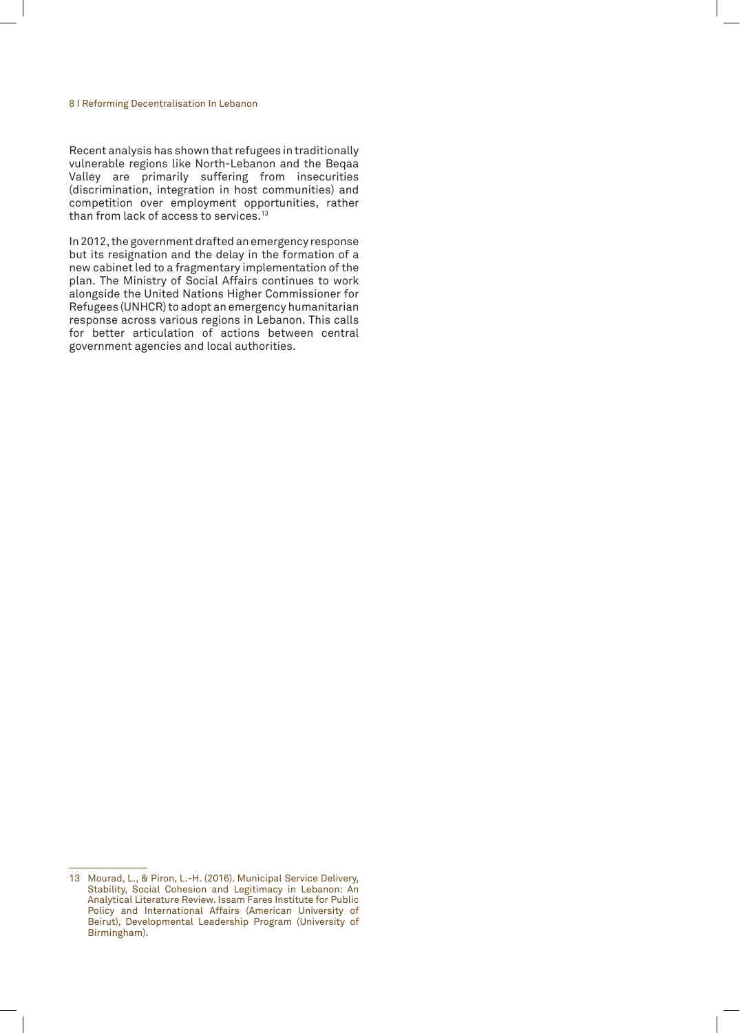Recent analysis has shown that refugees in traditionally vulnerable regions like North-Lebanon and the Beqaa Valley are primarily suffering from insecurities (discrimination, integration in host communities) and competition over employment opportunities, rather than from lack of access to services.[13]

In 2012, the government drafted an emergency response but its resignation and the delay in the formation of a new cabinet led to a fragmentary implementation of the plan. The Ministry of Social Affairs continues to work alongside the United Nations Higher Commissioner for Refugees (UNHCR) to adopt an emergency humanitarian response across various regions in Lebanon. This calls for better articulation of actions between central government agencies and local authorities.

---

13 Mourad, L., & Piron, L.-H. (2016). Municipal Service Delivery, Stability, Social Cohesion and Legitimacy in Lebanon: An Analytical Literature Review. Issam Fares Institute for Public Policy and International Affairs (American University of Beirut), Developmental Leadership Program (University of Birmingham).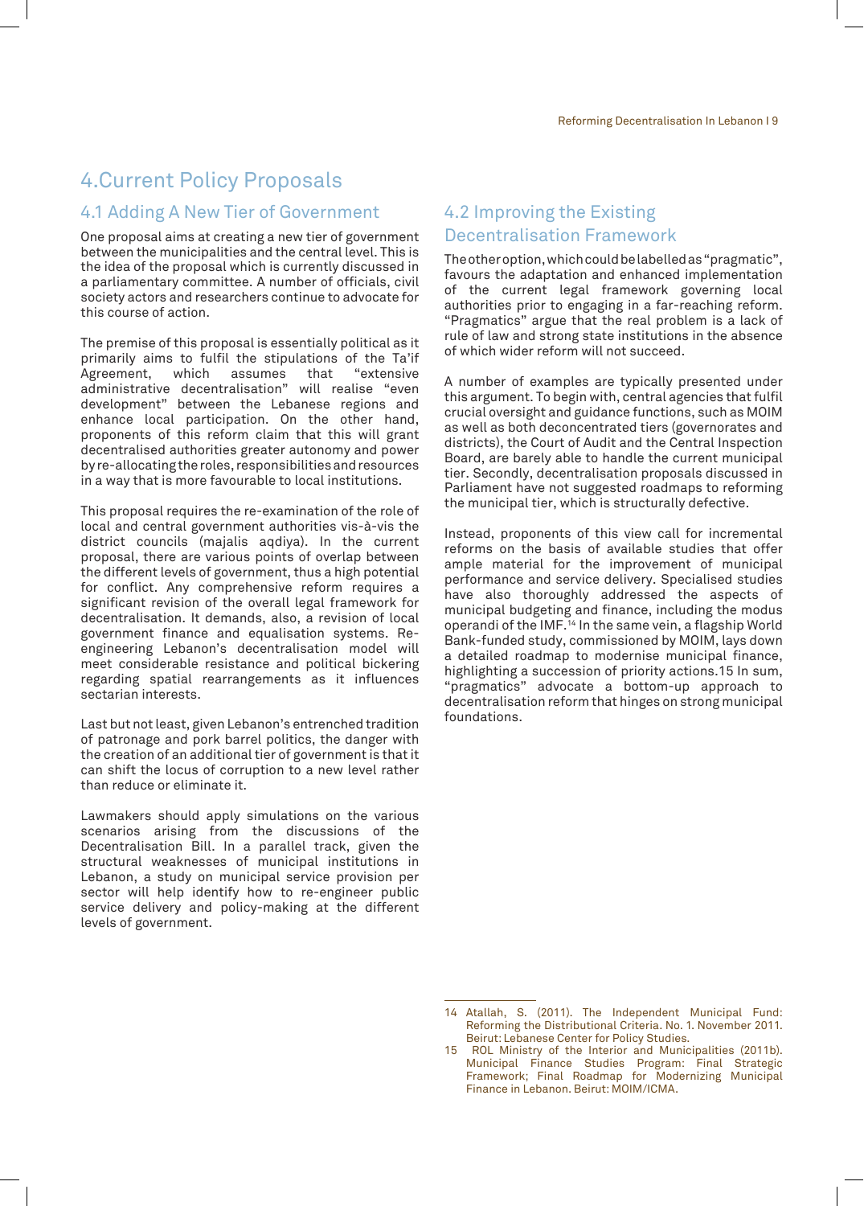# 4.Current Policy Proposals

## 4.1 Adding A New Tier of Government

One proposal aims at creating a new tier of government between the municipalities and the central level. This is the idea of the proposal which is currently discussed in a parliamentary committee. A number of officials, civil society actors and researchers continue to advocate for this course of action.

The premise of this proposal is essentially political as it primarily aims to fulfil the stipulations of the Ta'if Agreement, which assumes that "extensive administrative decentralisation" will realise "even development" between the Lebanese regions and enhance local participation. On the other hand, proponents of this reform claim that this will grant decentralised authorities greater autonomy and power by re-allocating the roles, responsibilities and resources in a way that is more favourable to local institutions.

This proposal requires the re-examination of the role of local and central government authorities vis-à-vis the district councils (majalis aqdiya). In the current proposal, there are various points of overlap between the different levels of government, thus a high potential for conflict. Any comprehensive reform requires a significant revision of the overall legal framework for decentralisation. It demands, also, a revision of local government finance and equalisation systems. Re-engineering Lebanon's decentralisation model will meet considerable resistance and political bickering regarding spatial rearrangements as it influences sectarian interests.

Last but not least, given Lebanon's entrenched tradition of patronage and pork barrel politics, the danger with the creation of an additional tier of government is that it can shift the locus of corruption to a new level rather than reduce or eliminate it.

Lawmakers should apply simulations on the various scenarios arising from the discussions of the Decentralisation Bill. In a parallel track, given the structural weaknesses of municipal institutions in Lebanon, a study on municipal service provision per sector will help identify how to re-engineer public service delivery and policy-making at the different levels of government.

## 4.2 Improving the Existing Decentralisation Framework

The other option, which could be labelled as "pragmatic", favours the adaptation and enhanced implementation of the current legal framework governing local authorities prior to engaging in a far-reaching reform. "Pragmatics" argue that the real problem is a lack of rule of law and strong state institutions in the absence of which wider reform will not succeed.

A number of examples are typically presented under this argument. To begin with, central agencies that fulfil crucial oversight and guidance functions, such as MOIM as well as both deconcentrated tiers (governorates and districts), the Court of Audit and the Central Inspection Board, are barely able to handle the current municipal tier. Secondly, decentralisation proposals discussed in Parliament have not suggested roadmaps to reforming the municipal tier, which is structurally defective.

Instead, proponents of this view call for incremental reforms on the basis of available studies that offer ample material for the improvement of municipal performance and service delivery. Specialised studies have also thoroughly addressed the aspects of municipal budgeting and finance, including the modus operandi of the IMF.[14] In the same vein, a flagship World Bank-funded study, commissioned by MOIM, lays down a detailed roadmap to modernise municipal finance, highlighting a succession of priority actions.15 In sum, "pragmatics" advocate a bottom-up approach to decentralisation reform that hinges on strong municipal foundations.

---

14 Atallah, S. (2011). The Independent Municipal Fund: Reforming the Distributional Criteria. No. 1. November 2011. Beirut: Lebanese Center for Policy Studies.

15 ROL Ministry of the Interior and Municipalities (2011b). Municipal Finance Studies Program: Final Strategic Framework; Final Roadmap for Modernizing Municipal Finance in Lebanon. Beirut: MOIM/ICMA.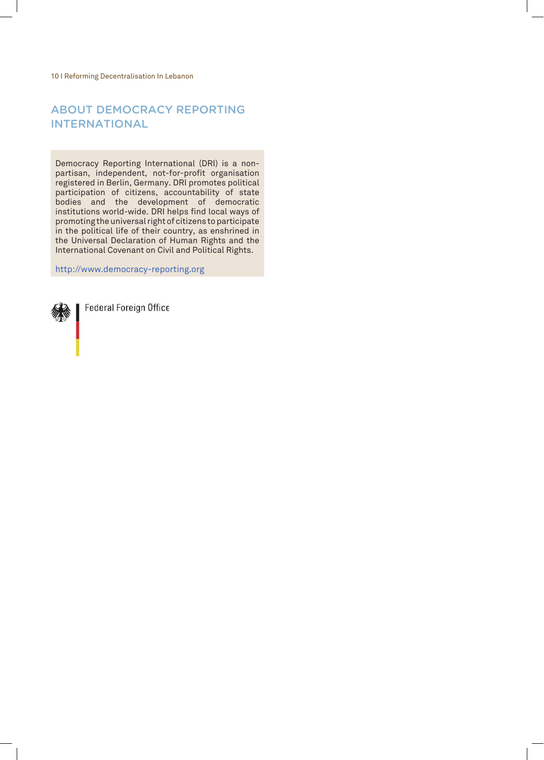## ABOUT DEMOCRACY REPORTING INTERNATIONAL

Democracy Reporting International (DRI) is a non-partisan, independent, not-for-profit organisation registered in Berlin, Germany. DRI promotes political participation of citizens, accountability of state bodies and the development of democratic institutions world-wide. DRI helps find local ways of promoting the universal right of citizens to participate in the political life of their country, as enshrined in the Universal Declaration of Human Rights and the International Covenant on Civil and Political Rights.

http://www.democracy-reporting.org

Federal Foreign Office